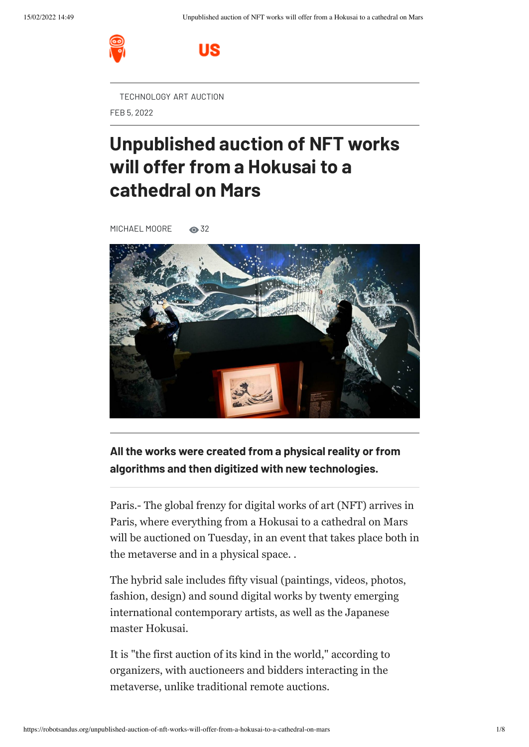TECHNOLOGY ART AUCTION

FEB 5, 2022

# Unpublished auction of NFT works will offer from a Hokusai to a cathedral on Mars

MICHAEL MOORE 32

**All the works were created from a physical reality or from algorithms and then digitized with new technologies.**

Paris.- The global frenzy for digital works of art (NFT) arrives in Paris, where everything from a Hokusai to a cathedral on Mars will be auctioned on Tuesday, in an event that takes place both in the metaverse and in a physical space. .

The hybrid sale includes fifty visual (paintings, videos, photos, fashion, design) and sound digital works by twenty emerging international contemporary artists, as well as the Japanese master Hokusai.

It is "the first auction of its kind in the world," according to organizers, with auctioneers and bidders interacting in the metaverse, unlike traditional remote auctions.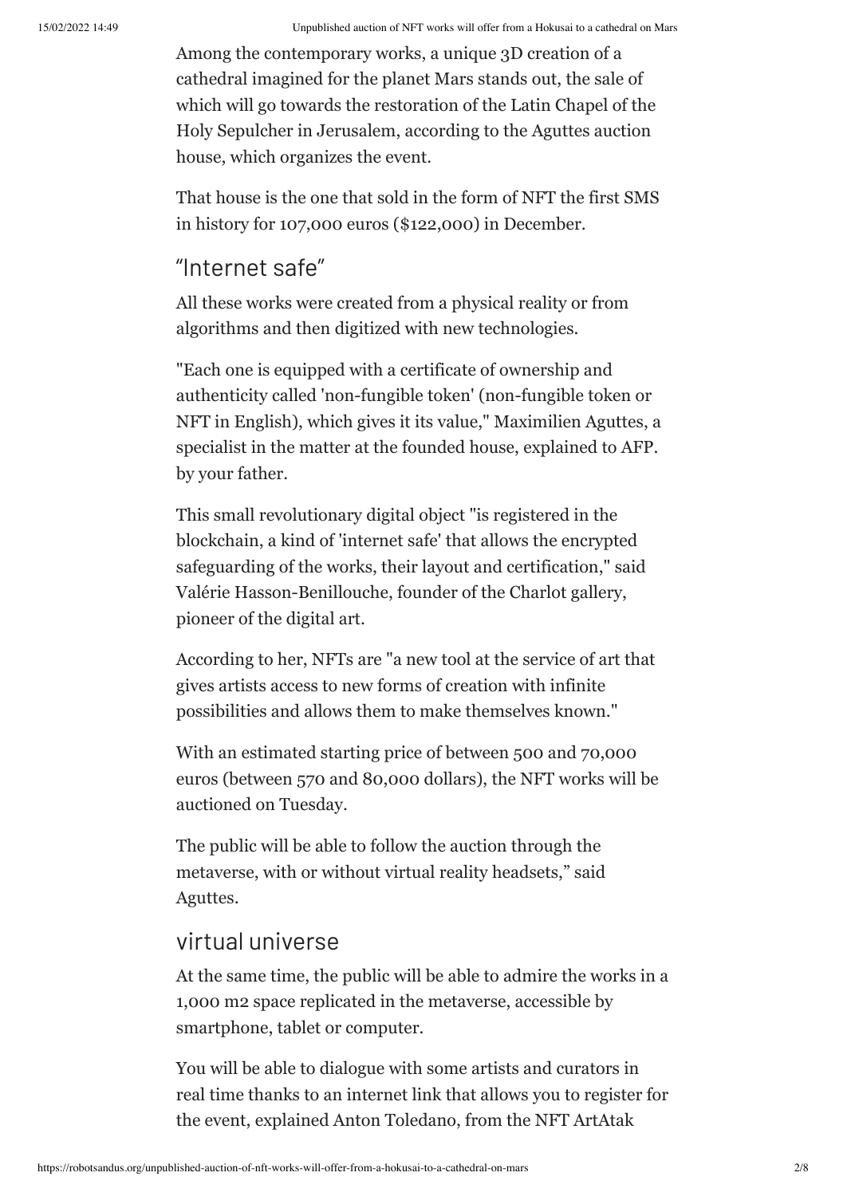Among the contemporary works, a unique 3D creation of a cathedral imagined for the planet Mars stands out, the sale of which will go towards the restoration of the Latin Chapel of the Holy Sepulcher in Jerusalem, according to the Aguttes auction house, which organizes the event.

That house is the one that sold in the form of NFT the first SMS in history for 107,000 euros ($122,000) in December.

## "Internet safe"

All these works were created from a physical reality or from algorithms and then digitized with new technologies.

"Each one is equipped with a certificate of ownership and authenticity called 'non-fungible token' (non-fungible token or NFT in English), which gives it its value," Maximilien Aguttes, a specialist in the matter at the founded house, explained to AFP. by your father.

This small revolutionary digital object "is registered in the blockchain, a kind of 'internet safe' that allows the encrypted safeguarding of the works, their layout and certification," said Valérie Hasson-Benillouche, founder of the Charlot gallery, pioneer of the digital art.

According to her, NFTs are "a new tool at the service of art that gives artists access to new forms of creation with infinite possibilities and allows them to make themselves known."

With an estimated starting price of between 500 and 70,000 euros (between 570 and 80,000 dollars), the NFT works will be auctioned on Tuesday.

The public will be able to follow the auction through the metaverse, with or without virtual reality headsets," said Aguttes.

## virtual universe

At the same time, the public will be able to admire the works in a 1,000 m2 space replicated in the metaverse, accessible by smartphone, tablet or computer.

You will be able to dialogue with some artists and curators in real time thanks to an internet link that allows you to register for the event, explained Anton Toledano, from the NFT ArtAtak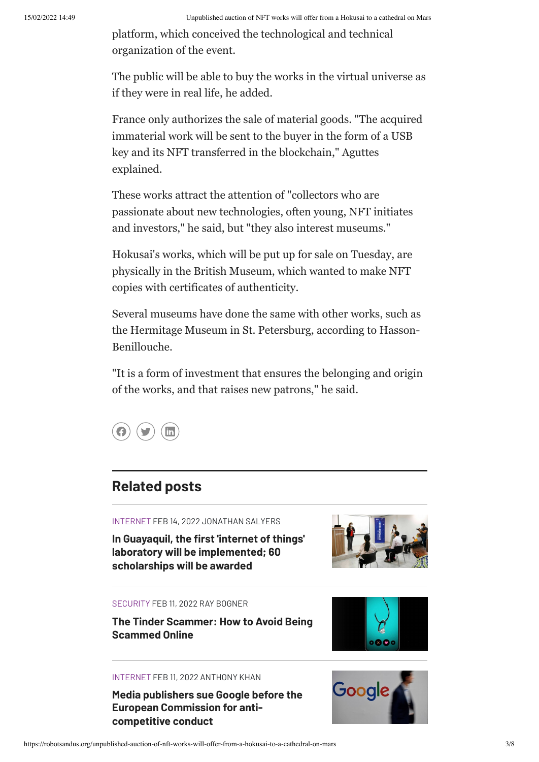platform, which conceived the technological and technical organization of the event.

The public will be able to buy the works in the virtual universe as if they were in real life, he added.

France only authorizes the sale of material goods. "The acquired immaterial work will be sent to the buyer in the form of a USB key and its NFT transferred in the blockchain," Aguttes explained.

These works attract the attention of "collectors who are passionate about new technologies, often young, NFT initiates and investors," he said, but "they also interest museums."

Hokusai's works, which will be put up for sale on Tuesday, are physically in the British Museum, which wanted to make NFT copies with certificates of authenticity.

Several museums have done the same with other works, such as the Hermitage Museum in St. Petersburg, according to Hasson-Benillouche.

"It is a form of investment that ensures the belonging and origin of the works, and that raises new patrons," he said.

## Related posts

INTERNET FEB 14, 2022 JONATHAN SALYERS

**In Guayaquil, the first 'internet of things' laboratory will be implemented; 60 scholarships will be awarded**

SECURITY FEB 11, 2022 RAY BOGNER

**The Tinder Scammer: How to Avoid Being Scammed Online**

INTERNET FEB 11, 2022 ANTHONY KHAN

**Media publishers sue Google before the European Commission for anti-competitive conduct**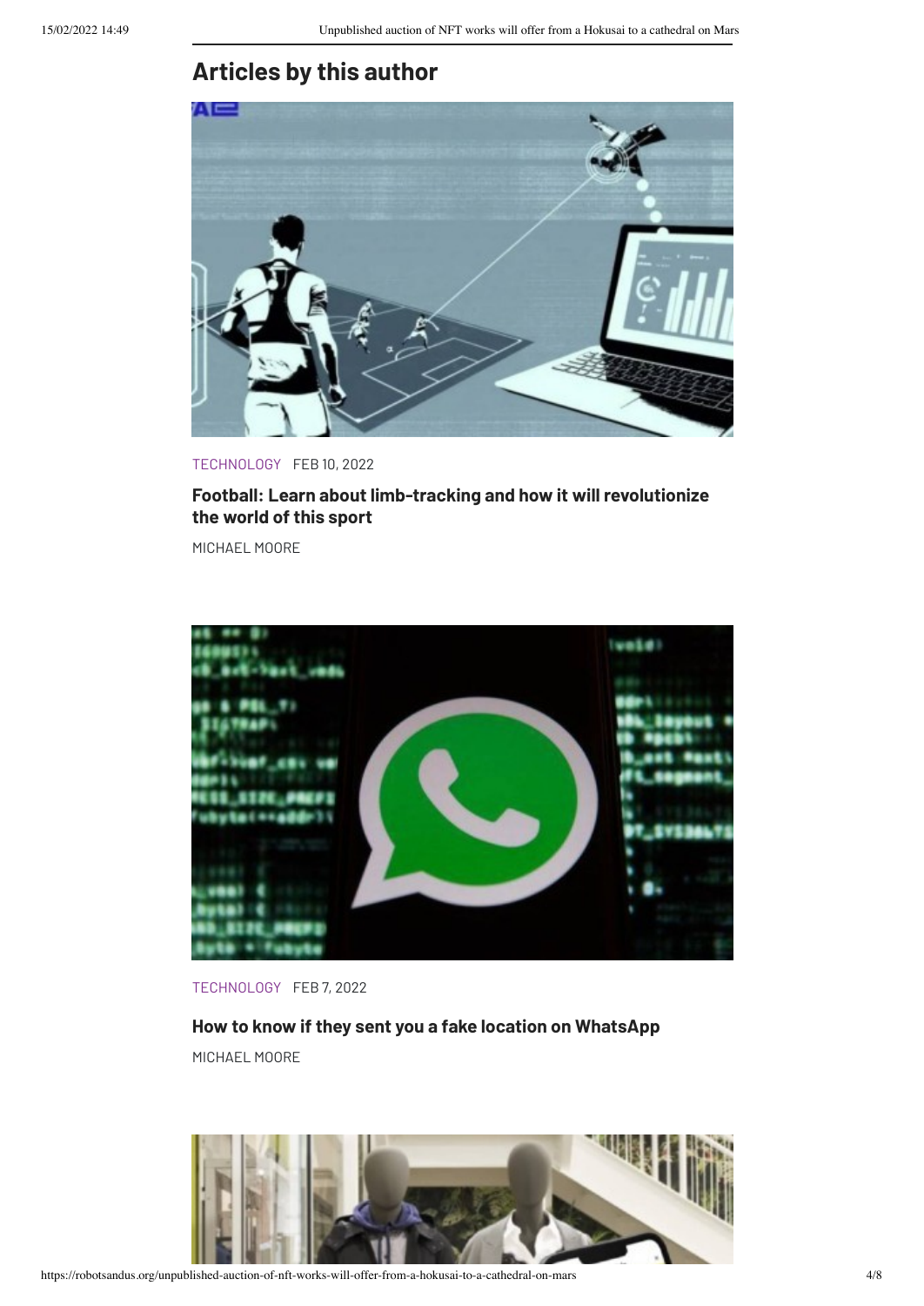## Articles by this author

TECHNOLOGY FEB 10, 2022

**Football: Learn about limb-tracking and how it will revolutionize the world of this sport**

MICHAEL MOORE

TECHNOLOGY FEB 7, 2022

**How to know if they sent you a fake location on WhatsApp**

MICHAEL MOORE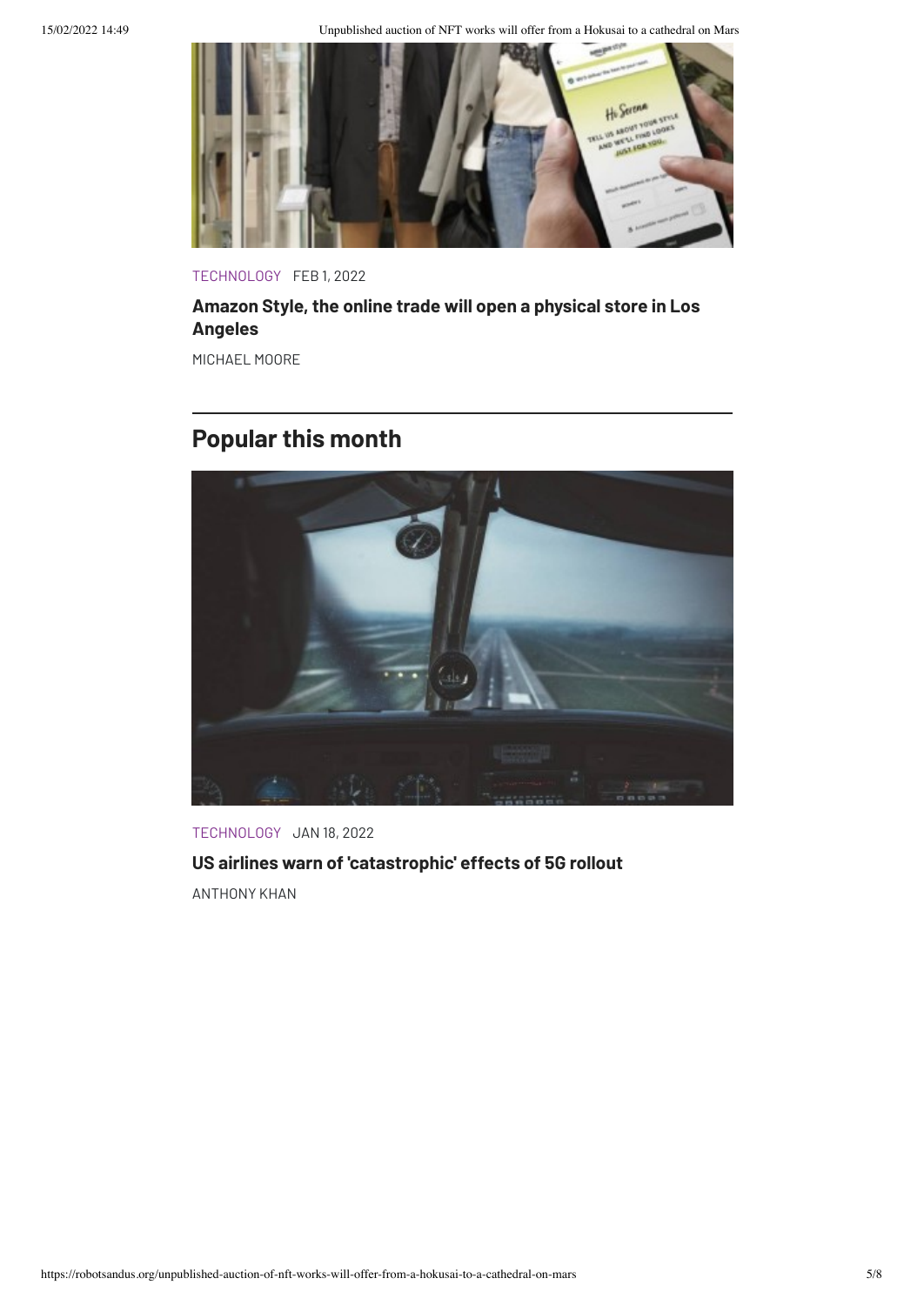TECHNOLOGY FEB 1, 2022

**Amazon Style, the online trade will open a physical store in Los Angeles**

MICHAEL MOORE

## Popular this month

TECHNOLOGY JAN 18, 2022

**US airlines warn of 'catastrophic' effects of 5G rollout**

ANTHONY KHAN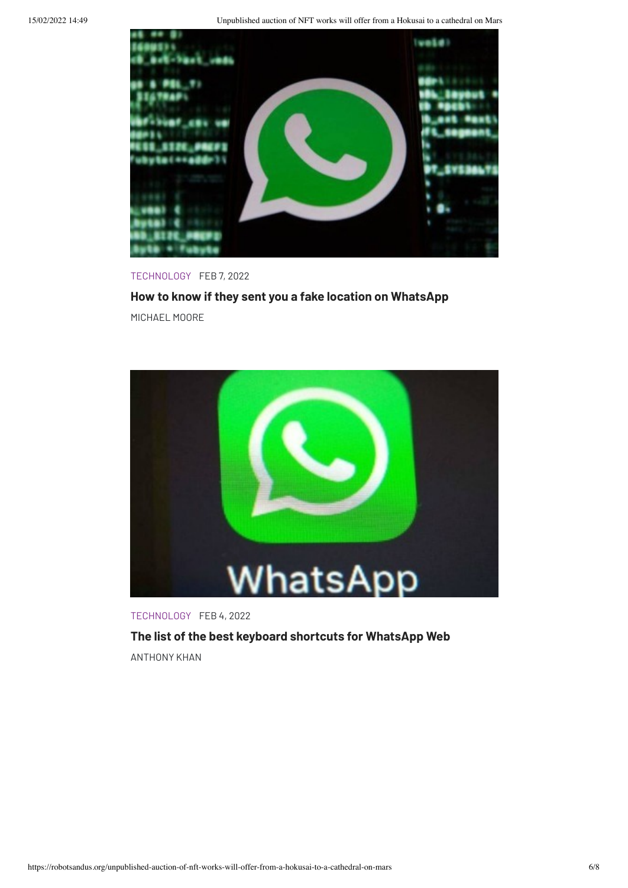TECHNOLOGY FEB 7, 2022

**How to know if they sent you a fake location on WhatsApp**

MICHAEL MOORE

TECHNOLOGY FEB 4, 2022

**The list of the best keyboard shortcuts for WhatsApp Web**

ANTHONY KHAN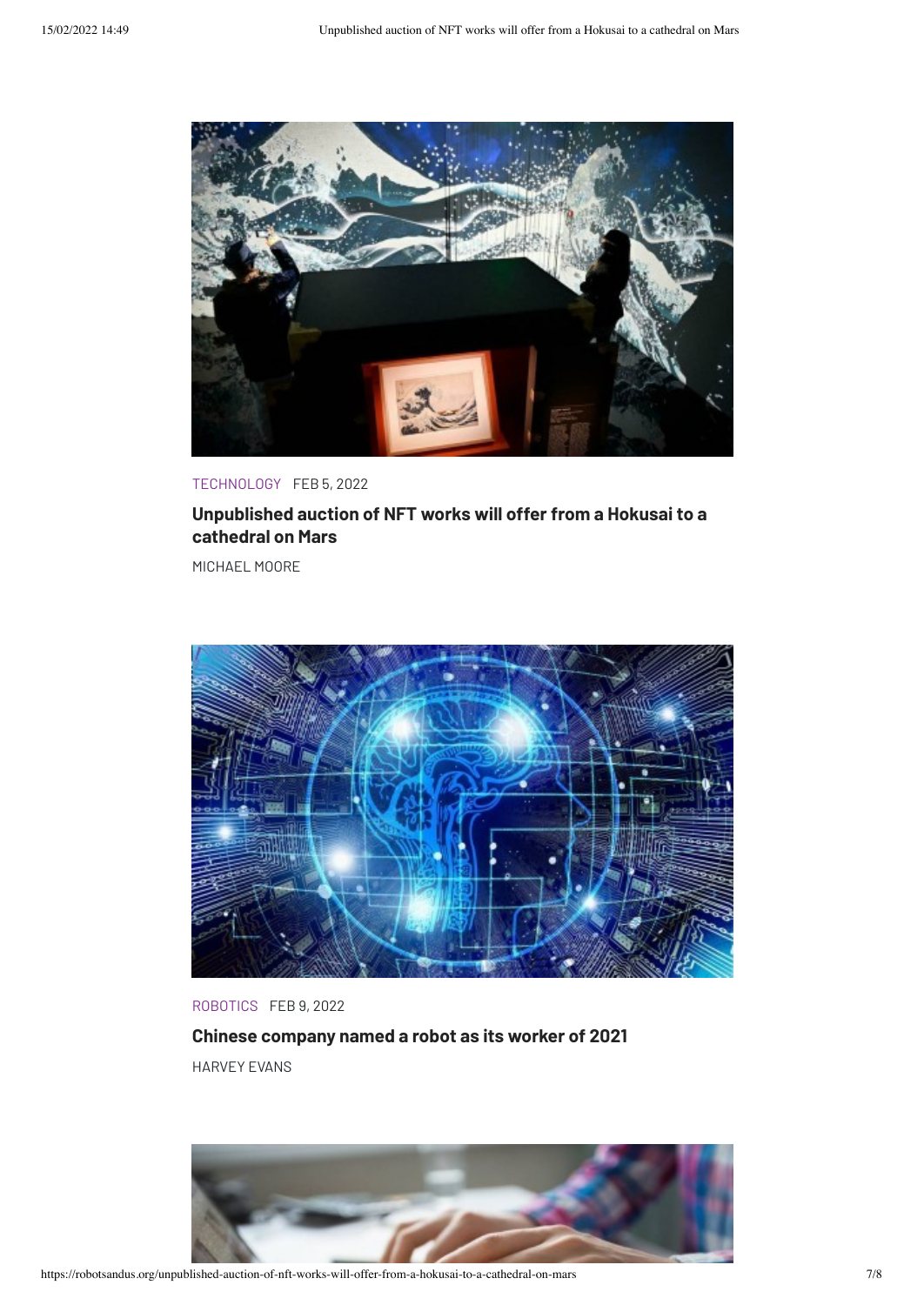TECHNOLOGY FEB 5, 2022

**Unpublished auction of NFT works will offer from a Hokusai to a cathedral on Mars**

MICHAEL MOORE

ROBOTICS FEB 9, 2022

**Chinese company named a robot as its worker of 2021**

HARVEY EVANS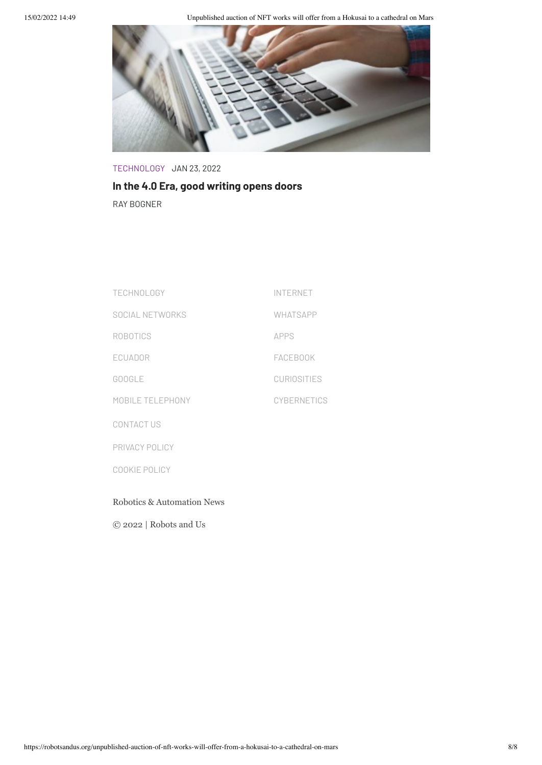TECHNOLOGY JAN 23, 2022

### In the 4.0 Era, good writing opens doors

RAY BOGNER

TECHNOLOGY

INTERNET

SOCIAL NETWORKS

WHATSAPP

ROBOTICS

APPS

ECUADOR

FACEBOOK

GOOGLE

CURIOSITIES

MOBILE TELEPHONY

CYBERNETICS

CONTACT US

PRIVACY POLICY

COOKIE POLICY

Robotics & Automation News

© 2022 | Robots and Us